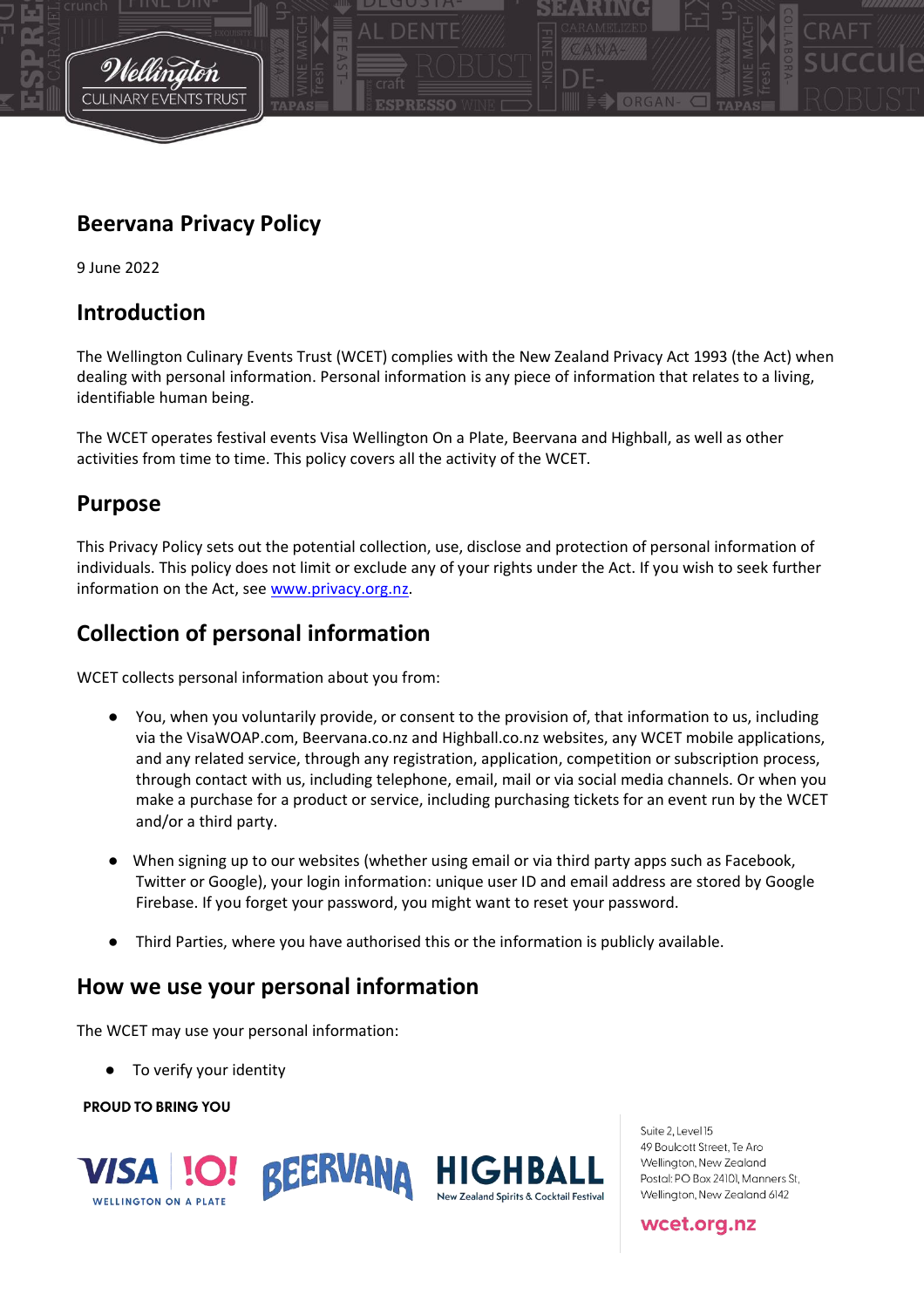# Beervana Privacy Policy

9 June 2022

## Introduction

The Wellington Culinary Events Trust (WCET) complies with the New Zealand Privacy Act 1993 (the Act) when dealing with personal information. Personal information is any piece of information that relates to a living, identifiable human being.

The WCET operates festival events Visa Wellington On a Plate, Beervana and Highball, as well as other activities from time to time. This policy covers all the activity of the WCET.

## Purpose

This Privacy Policy sets out the potential collection, use, disclose and protection of personal information of individuals. This policy does not limit or exclude any of your rights under the Act. If you wish to seek further information on the Act, see www.privacy.org.nz.

## Collection of personal information

WCET collects personal information about you from:

- You, when you voluntarily provide, or consent to the provision of, that information to us, including via the VisaWOAP.com, Beervana.co.nz and Highball.co.nz websites, any WCET mobile applications, and any related service, through any registration, application, competition or subscription process, through contact with us, including telephone, email, mail or via social media channels. Or when you make a purchase for a product or service, including purchasing tickets for an event run by the WCET and/or a third party.
- When signing up to our websites (whether using email or via third party apps such as Facebook, Twitter or Google), your login information: unique user ID and email address are stored by Google Firebase. If you forget your password, you might want to reset your password.
- Third Parties, where you have authorised this or the information is publicly available.

## How we use your personal information

The WCET may use your personal information:

- To verify your identity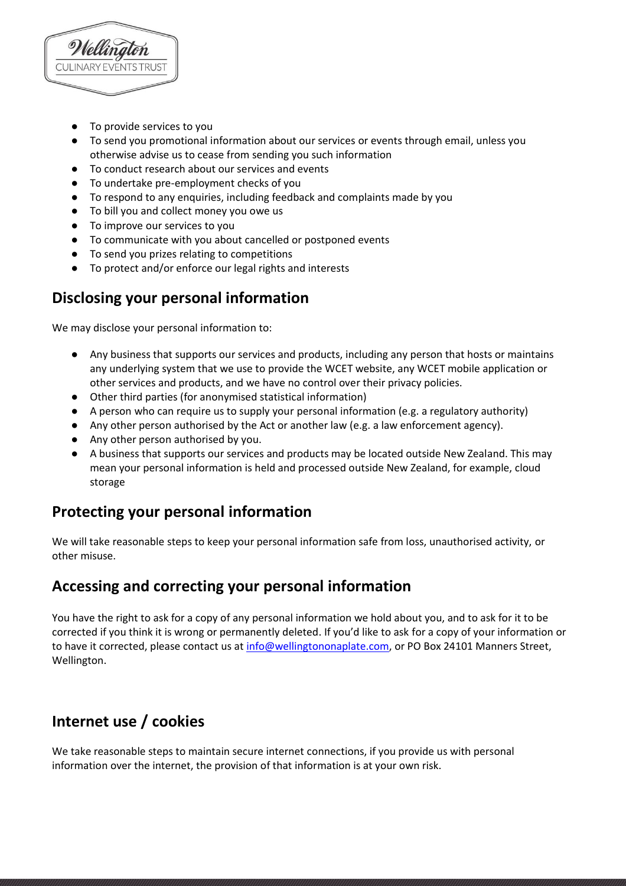- To provide services to you
- To send you promotional information about our services or events through email, unless you otherwise advise us to cease from sending you such information
- To conduct research about our services and events
- To undertake pre-employment checks of you
- To respond to any enquiries, including feedback and complaints made by you
- To bill you and collect money you owe us
- To improve our services to you
- To communicate with you about cancelled or postponed events
- To send you prizes relating to competitions
- To protect and/or enforce our legal rights and interests

## Disclosing your personal information

We may disclose your personal information to:

- Any business that supports our services and products, including any person that hosts or maintains any underlying system that we use to provide the WCET website, any WCET mobile application or other services and products, and we have no control over their privacy policies.
- Other third parties (for anonymised statistical information)
- A person who can require us to supply your personal information (e.g. a regulatory authority)
- Any other person authorised by the Act or another law (e.g. a law enforcement agency).
- Any other person authorised by you.
- A business that supports our services and products may be located outside New Zealand. This may mean your personal information is held and processed outside New Zealand, for example, cloud storage

## Protecting your personal information

We will take reasonable steps to keep your personal information safe from loss, unauthorised activity, or other misuse.

## Accessing and correcting your personal information

You have the right to ask for a copy of any personal information we hold about you, and to ask for it to be corrected if you think it is wrong or permanently deleted. If you'd like to ask for a copy of your information or to have it corrected, please contact us at info@wellingtononaplate.com, or PO Box 24101 Manners Street, Wellington.

## Internet use / cookies

We take reasonable steps to maintain secure internet connections, if you provide us with personal information over the internet, the provision of that information is at your own risk.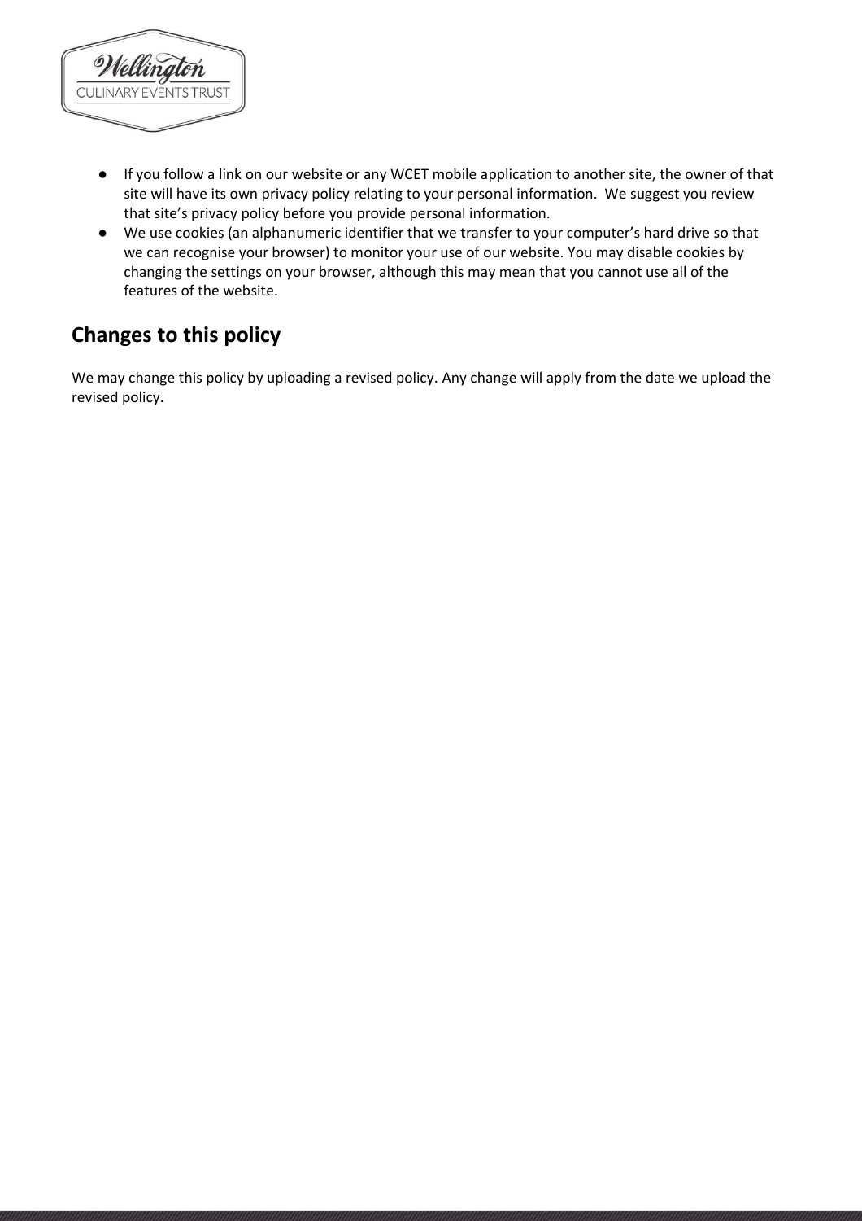- If you follow a link on our website or any WCET mobile application to another site, the owner of that site will have its own privacy policy relating to your personal information. We suggest you review that site's privacy policy before you provide personal information.
- We use cookies (an alphanumeric identifier that we transfer to your computer's hard drive so that we can recognise your browser) to monitor your use of our website. You may disable cookies by changing the settings on your browser, although this may mean that you cannot use all of the features of the website.

## Changes to this policy

We may change this policy by uploading a revised policy. Any change will apply from the date we upload the revised policy.